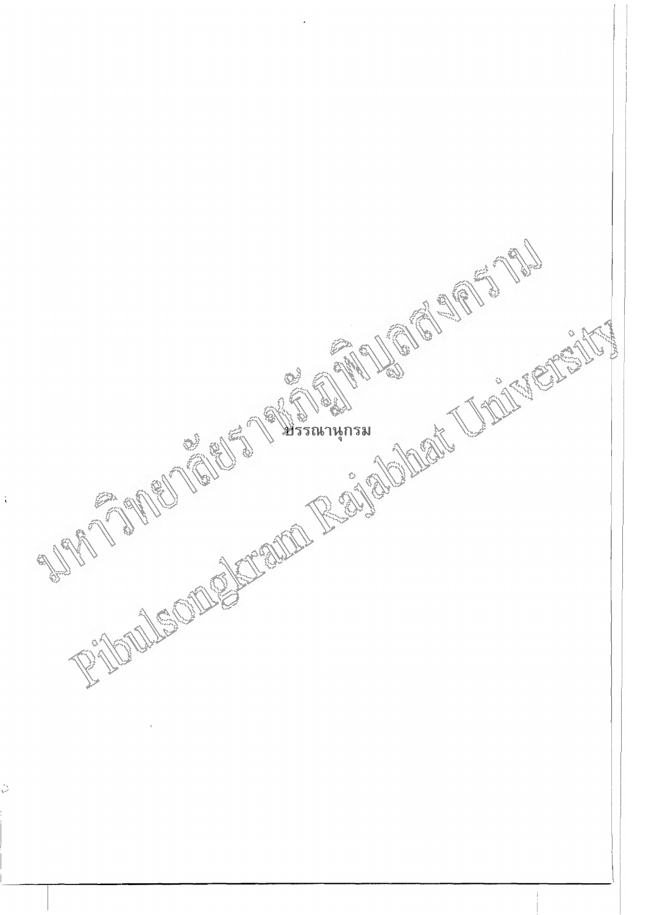# บรรณานุกรม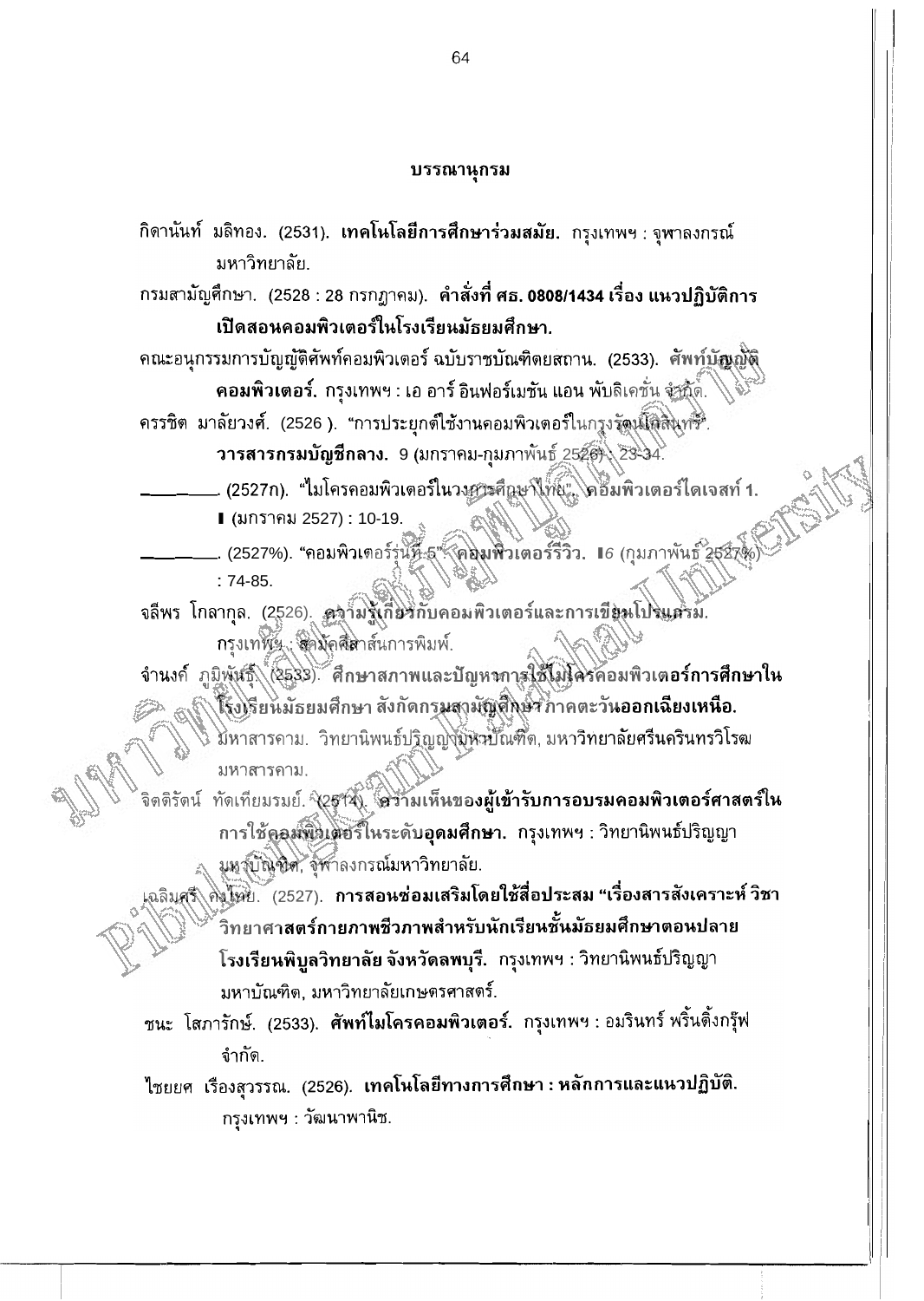## บรรณานุกรม

กิดานันท์ มลิทอง. (2531). **เทคโนโลยีการศึกษาร่วมสมัย.** กรุงเทพฯ : จุฬาลงกรณ์มหาวิทยาลัย.

กรมสามัญศึกษา. (2528 : 28 กรกฎาคม). **คำสั่งที่ ศธ. 0808/1434 เรื่อง แนวปฏิบัติการเปิดสอนคอมพิวเตอร์ในโรงเรียนมัธยมศึกษา.**

คณะอนุกรรมการบัญญัติศัพท์คอมพิวเตอร์ ฉบับราชบัณฑิตยสถาน. (2533). **ศัพท์บัญญัติคอมพิวเตอร์.** กรุงเทพฯ : เอ อาร์ อินฟอร์เมชัน แอน พับลิเคชั่น จำกัด.

ครรชิต มาลัยวงศ์. (2526 ). "การประยุกต์ใช้งานคอมพิวเตอร์ในกรุงรัตนโกสินทร์". **วารสารกรมบัญชีกลาง.** 9 (มกราคม-กุมภาพันธ์ 2526) : 23-34.

________. (2527ก). "ไมโครคอมพิวเตอร์ในวงการศึกษาไทย". **คอมพิวเตอร์ไดเจสท์ 1.** 1 (มกราคม 2527) : 10-19.

________. (2527ข). "คอมพิวเตอร์รุ่นที่ 5". **คอมพิวเตอร์รีวิว.** 16 (กุมภาพันธ์ 2527ข) : 74-85.

จลีพร โกลากุล. (2526). **ความรู้เกี่ยวกับคอมพิวเตอร์และการเขียนโปรแกรม.** กรุงเทพฯ : สมัครศึกษาสาส์นการพิมพ์.

จำนงค์ ภูมิพันธุ์. (2533). **ศึกษาสภาพและปัญหาการใช้ไมโครคอมพิวเตอร์การศึกษาในโรงเรียนมัธยมศึกษา สังกัดกรมสามัญศึกษา ภาคตะวันออกเฉียงเหนือ.** มหาสารคาม. วิทยานิพนธ์ปริญญามหาบัณฑิต, มหาวิทยาลัยศรีนครินทรวิโรฒ มหาสารคาม.

จิตติรัตน์ ทัดเทียมรมย์. (2514). **ความเห็นของผู้เข้ารับการอบรมคอมพิวเตอร์ศาสตร์ในการใช้คอมพิวเตอร์ในระดับอุดมศึกษา.** กรุงเทพฯ : วิทยานิพนธ์ปริญญามหาบัณฑิต, จุฬาลงกรณ์มหาวิทยาลัย.

เฉลิมศรี คงไทย. (2527). **การสอนซ่อมเสริมโดยใช้สื่อประสม "เรื่องสารสังเคราะห์ วิชาวิทยาศาสตร์กายภาพชีวภาพสำหรับนักเรียนชั้นมัธยมศึกษาตอนปลาย โรงเรียนพิบูลวิทยาลัย จังหวัดลพบุรี.** กรุงเทพฯ : วิทยานิพนธ์ปริญญามหาบัณฑิต, มหาวิทยาลัยเกษตรศาสตร์.

ชนะ โสภารักษ์. (2533). **ศัพท์ไมโครคอมพิวเตอร์.** กรุงเทพฯ : อมรินทร์ พริ้นติ้งกรุ๊ฟ จำกัด.

ไชยยศ เรืองสุวรรณ. (2526). **เทคโนโลยีทางการศึกษา : หลักการและแนวปฏิบัติ.** กรุงเทพฯ : วัฒนาพานิช.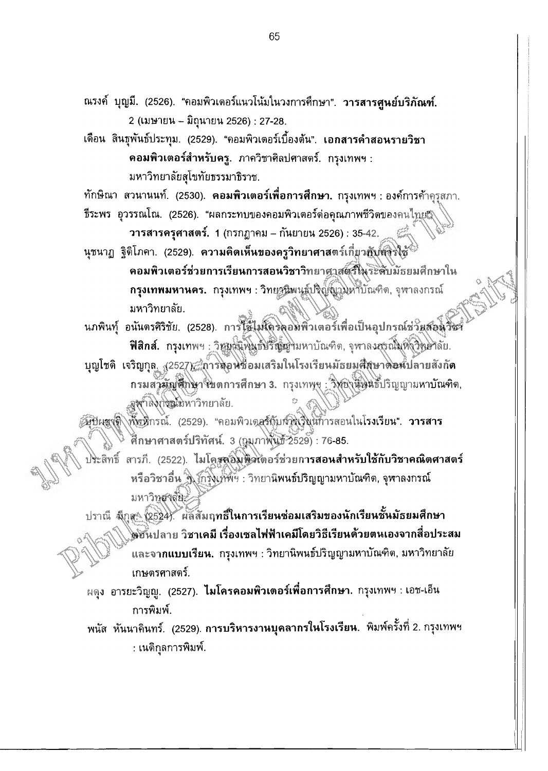ณรงค์ บุญมี. (2526). "คอมพิวเตอร์แนวโน้มในวงการศึกษา". **วารสารศูนย์บริภัณฑ์.** 2 (เมษายน – มิถุนายน 2526) : 27-28.

เดือน สินธุพันธ์ประทุม. (2529). "คอมพิวเตอร์เบื้องต้น". **เอกสารคำสอนรายวิชาคอมพิวเตอร์สำหรับครู.** ภาควิชาศิลปศาสตร์. กรุงเทพฯ : มหาวิทยาลัยสุโขทัยธรรมาธิราช.

ทักษิณา สวนานนท์. (2530). **คอมพิวเตอร์เพื่อการศึกษา.** กรุงเทพฯ : องค์การค้าคุรุสภา.

ธีระพร อุวรรณโณ. (2526). "ผลกระทบของคอมพิวเตอร์ต่อคุณภาพชีวิตของคนไทย". **วารสารครุศาสตร์.** 1 (กรกฎาคม – กันยายน 2526) : 35-42.

นุชนาฏ ฐิติโภคา. (2529). **ความคิดเห็นของครูวิทยาศาสตร์เกี่ยวกับการใช้คอมพิวเตอร์ช่วยการเรียนการสอนวิชาวิทยาศาสตร์ในระดับมัธยมศึกษาในกรุงเทพมหานคร.** กรุงเทพฯ : วิทยานิพนธ์ปริญญามหาบัณฑิต, จุฬาลงกรณ์มหาวิทยาลัย.

นภพินทุ์ อนันตรศิริชัย. (2528). **การใช้ไมโครคอมพิวเตอร์เพื่อเป็นอุปกรณ์ช่วยสอนวิชาฟิสิกส์.** กรุงเทพฯ : วิทยานิพนธ์ปริญญามหาบัณฑิต, จุฬาลงกรณ์มหาวิทยาลัย.

บุญโชติ เจริญกุล. (2527). **การสอนซ่อมเสริมในโรงเรียนมัธยมศึกษาตอนปลายสังกัดกรมสามัญศึกษา เขตการศึกษา 3.** กรุงเทพฯ : วิทยานิพนธ์ปริญญามหาบัณฑิต, จุฬาลงกรณ์มหาวิทยาลัย.

บุปผชาติ ทัฬหิกรณ์. (2529). "คอมพิวเตอร์กับการเรียนการสอนในโรงเรียน". **วารสารศึกษาศาสตร์ปริทัศน์.** 3 (กุมภาพันธ์ 2529) : 76-85.

ประสิทธิ์ สารภี. (2522). **ไมโครคอมพิวเตอร์ช่วยการสอนสำหรับใช้กับวิชาคณิตศาสตร์หรือวิชาอื่น ๆ.** กรุงเทพฯ : วิทยานิพนธ์ปริญญามหาบัณฑิต, จุฬาลงกรณ์มหาวิทยาลัย.

ปราณี มีกุล. (2524). **ผลสัมฤทธิ์ในการเรียนซ่อมเสริมของนักเรียนชั้นมัธยมศึกษาตอนปลาย วิชาเคมี เรื่องเซลไฟฟ้าเคมีโดยวิธีเรียนด้วยตนเองจากสื่อประสมและจากแบบเรียน.** กรุงเทพฯ : วิทยานิพนธ์ปริญญามหาบัณฑิต, มหาวิทยาลัยเกษตรศาสตร์.

ผดุง อารยะวิญญู. (2527). **ไมโครคอมพิวเตอร์เพื่อการศึกษา.** กรุงเทพฯ : เอช-เอ็น การพิมพ์.

พนัส หันนาคินทร์. (2529). **การบริหารงานบุคลากรในโรงเรียน.** พิมพ์ครั้งที่ 2. กรุงเทพฯ : เนติกุลการพิมพ์.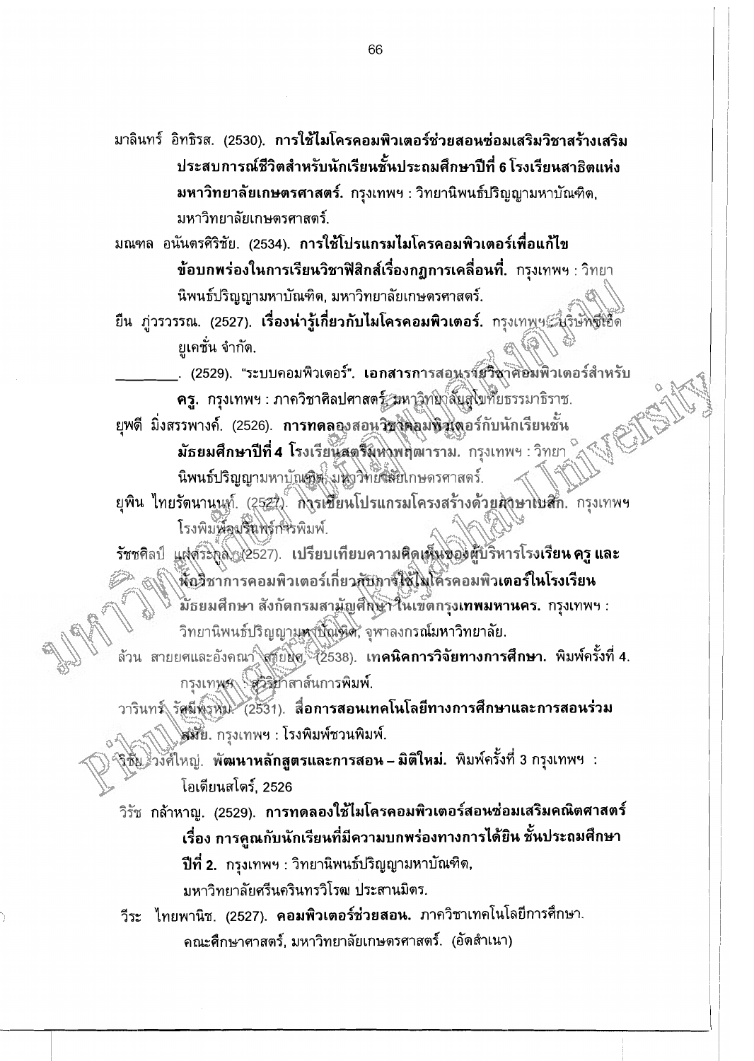มาลินทร์ อิทธิรส. (2530). **การใช้ไมโครคอมพิวเตอร์ช่วยสอนซ่อมเสริมวิชาสร้างเสริมประสบการณ์ชีวิตสำหรับนักเรียนชั้นประถมศึกษาปีที่ 6 โรงเรียนสาธิตแห่งมหาวิทยาลัยเกษตรศาสตร์.** กรุงเทพฯ : วิทยานิพนธ์ปริญญามหาบัณฑิต, มหาวิทยาลัยเกษตรศาสตร์.

มณฑล อนันตรศิริชัย. (2534). **การใช้โปรแกรมไมโครคอมพิวเตอร์เพื่อแก้ไขข้อบกพร่องในการเรียนวิชาฟิสิกส์เรื่องกฎการเคลื่อนที่.** กรุงเทพฯ : วิทยานิพนธ์ปริญญามหาบัณฑิต, มหาวิทยาลัยเกษตรศาสตร์.

ยืน ภู่วรวรรณ. (2527). **เรื่องน่ารู้เกี่ยวกับไมโครคอมพิวเตอร์.** กรุงเทพฯ : บริษัทซีเอ็ดยูเคชั่น จำกัด.

________. (2529). "ระบบคอมพิวเตอร์". **เอกสารการสอนชุดวิชาคอมพิวเตอร์สำหรับครู.** กรุงเทพฯ : ภาควิชาศิลปศาสตร์ มหาวิทยาลัยสุโขทัยธรรมาธิราช.

ยุพดี มิ่งสรรพางค์. (2526). **การทดลองสอนวิชาคอมพิวเตอร์กับนักเรียนชั้นมัธยมศึกษาปีที่ 4 โรงเรียนสตรีมหาพฤฒาราม.** กรุงเทพฯ : วิทยานิพนธ์ปริญญามหาบัณฑิต, มหาวิทยาลัยเกษตรศาสตร์.

ยุพิน ไทยรัตนานนท์. (2527). **การเขียนโปรแกรมโครงสร้างด้วยภาษาเบสิก.** กรุงเทพฯ โรงพิมพ์อมรินทร์การพิมพ์.

รัชชศิลป์ แสงระกูล. (2527). **เปรียบเทียบความคิดเห็นของผู้บริหารโรงเรียน ครู และนักวิชาการคอมพิวเตอร์เกี่ยวกับการใช้ไมโครคอมพิวเตอร์ในโรงเรียนมัธยมศึกษา สังกัดกรมสามัญศึกษา ในเขตกรุงเทพมหานคร.** กรุงเทพฯ : วิทยานิพนธ์ปริญญามหาบัณฑิต, จุฬาลงกรณ์มหาวิทยาลัย.

ล้วน สายยศและอังคณา สายยศ. (2538). **เทคนิคการวิจัยทางการศึกษา.** พิมพ์ครั้งที่ 4. กรุงเทพฯ : สุวีริยาสาส์นการพิมพ์.

วารินทร์ รัศมีพรหม. (2531). **สื่อการสอนเทคโนโลยีทางการศึกษาและการสอนร่วมสมัย.** กรุงเทพฯ : โรงพิมพ์ชวนพิมพ์.

วิชัย วงศ์ใหญ่. **พัฒนาหลักสูตรและการสอน – มิติใหม่.** พิมพ์ครั้งที่ 3 กรุงเทพฯ : โอเดียนสโตร์, 2526

วิรัช กล้าหาญ. (2529). **การทดลองใช้ไมโครคอมพิวเตอร์สอนซ่อมเสริมคณิตศาสตร์ เรื่อง การคูณกับนักเรียนที่มีความบกพร่องทางการได้ยิน ชั้นประถมศึกษาปีที่ 2.** กรุงเทพฯ : วิทยานิพนธ์ปริญญามหาบัณฑิต, มหาวิทยาลัยศรีนครินทรวิโรฒ ประสานมิตร.

วีระ ไทยพานิช. (2527). **คอมพิวเตอร์ช่วยสอน.** ภาควิชาเทคโนโลยีการศึกษา. คณะศึกษาศาสตร์, มหาวิทยาลัยเกษตรศาสตร์. (อัดสำเนา)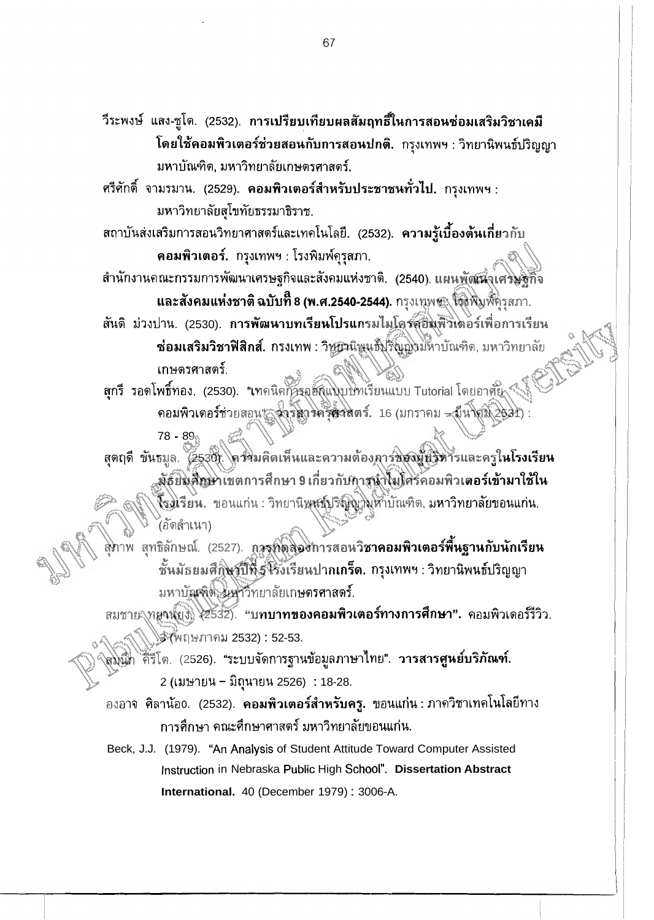วีระพงษ์ แสง-ชูโต. (2532). **การเปรียบเทียบผลสัมฤทธิ์ในการสอนซ่อมเสริมวิชาเคมีโดยใช้คอมพิวเตอร์ช่วยสอนกับการสอนปกติ.** กรุงเทพฯ : วิทยานิพนธ์ปริญญามหาบัณฑิต, มหาวิทยาลัยเกษตรศาสตร์.

ศรีศักดิ์ จามรมาน. (2529). **คอมพิวเตอร์สำหรับประชาชนทั่วไป.** กรุงเทพฯ : มหาวิทยาลัยสุโขทัยธรรมาธิราช.

สถาบันส่งเสริมการสอนวิทยาศาสตร์และเทคโนโลยี. (2532). **ความรู้เบื้องต้นเกี่ยวกับคอมพิวเตอร์.** กรุงเทพฯ : โรงพิมพ์คุรุสภา.

สำนักงานคณะกรรมการพัฒนาเศรษฐกิจและสังคมแห่งชาติ. (2540). **แผนพัฒนาเศรษฐกิจและสังคมแห่งชาติ ฉบับที่ 8 (พ.ศ.2540-2544).** กรุงเทพฯ : โรงพิมพ์คุรุสภา.

สันติ ม่วงปาน. (2530). **การพัฒนาบทเรียนโปรแกรมไมโครคอมพิวเตอร์เพื่อการเรียนซ่อมเสริมวิชาฟิสิกส์.** กรงเทพ : วิทยานิพนธ์ปริญญามหาบัณฑิต, มหาวิทยาลัยเกษตรศาสตร์.

สุกรี รอดโพธิ์ทอง. (2530). "เทคนิคการออกแบบบทเรียนแบบ Tutorial โดยอาศัยคอมพิวเตอร์ช่วยสอน". **วารสารครุศาสตร์.** 16 (มกราคม – มีนาคม 2531) : 78 - 89.

สุดฤดี ขันธมูล. (2530). **ความคิดเห็นและความต้องการของผู้บริหารและครูในโรงเรียนมัธยมศึกษาเขตการศึกษา 9 เกี่ยวกับการนำไมโครคอมพิวเตอร์เข้ามาใช้ในโรงเรียน.** ขอนแก่น : วิทยานิพนธ์ปริญญามหาบัณฑิต, มหาวิทยาลัยขอนแก่น. (อัดสำเนา)

สุภาพ สุทธิลักษณ์. (2527). **การทดลองการสอนวิชาคอมพิวเตอร์พื้นฐานกับนักเรียนชั้นมัธยมศึกษาปีที่ 5 โรงเรียนปากเกร็ด.** กรุงเทพฯ : วิทยานิพนธ์ปริญญามหาบัณฑิต, มหาวิทยาลัยเกษตรศาสตร์.

สมชาย ทยานยง. (2532). "**บทบาทของคอมพิวเตอร์ทางการศึกษา".** คอมพิวเตอร์รีวิว. 3 (พฤษภาคม 2532) : 52-53.

สมนึก คีรีโต. (2526). "ระบบจัดการฐานข้อมูลภาษาไทย". **วารสารศูนย์บริภัณฑ์.** 2 (เมษายน – มิถุนายน 2526) : 18-28.

องอาจ ศิลาน้อ0. (2532). **คอมพิวเตอร์สำหรับครู.** ขอนแก่น : ภาควิชาเทคโนโลยีทางการศึกษา คณะศึกษาศาสตร์ มหาวิทยาลัยขอนแก่น.

Beck, J.J. (1979). "An Analysis of Student Attitude Toward Computer Assisted Instruction in Nebraska Public High School". **Dissertation Abstract International.** 40 (December 1979) : 3006-A.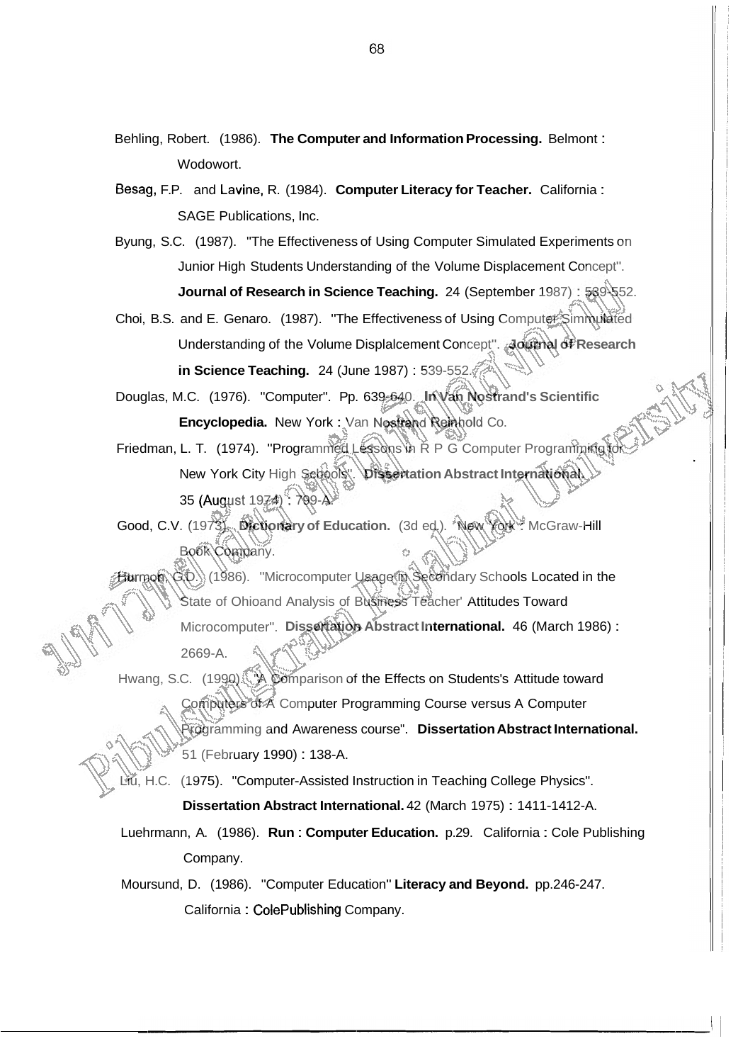Behling, Robert. (1986). **The Computer and Information Processing.** Belmont : Wodowort.

Besag, F.P. and Lavine, R. (1984). **Computer Literacy for Teacher.** California : SAGE Publications, Inc.

Byung, S.C. (1987). "The Effectiveness of Using Computer Simulated Experiments on Junior High Students Understanding of the Volume Displacement Concept". **Journal of Research in Science Teaching.** 24 (September 1987) : 539-552.

Choi, B.S. and E. Genaro. (1987). "The Effectiveness of Using Computer Simmulated Understanding of the Volume Displalcement Concept". **Journal of Research in Science Teaching.** 24 (June 1987) : 539-552.

Douglas, M.C. (1976). "Computer". Pp. 639-640. **In Van Nostrand's Scientific Encyclopedia.** New York : Van Nostrand Reinhold Co.

Friedman, L. T. (1974). "Programmed Lessons in R P G Computer Programming for New York City High Schools". **Dissertation Abstract International.** 35 (August 1974) : 799-A.

Good, C.V. (1973). **Dictionary of Education.** (3d ed.). New York : McGraw-Hill Book Company.

Hurmon, G.D. (1986). "Microcomputer Usage in Secondary Schools Located in the State of Ohioand Analysis of Business Teacher' Attitudes Toward Microcomputer". **Dissertation Abstract International.** 46 (March 1986) : 2669-A.

Hwang, S.C. (1990). "A Comparison of the Effects on Students's Attitude toward Computers of A Computer Programming Course versus A Computer Programming and Awareness course". **Dissertation Abstract International.** 51 (February 1990) : 138-A.

Liu, H.C. (1975). "Computer-Assisted Instruction in Teaching College Physics". **Dissertation Abstract International.** 42 (March 1975) : 1411-1412-A.

Luehrmann, A. (1986). **Run : Computer Education.** p.29. California : Cole Publishing Company.

Moursund, D. (1986). "Computer Education" **Literacy and Beyond.** pp.246-247. California : ColePublishing Company.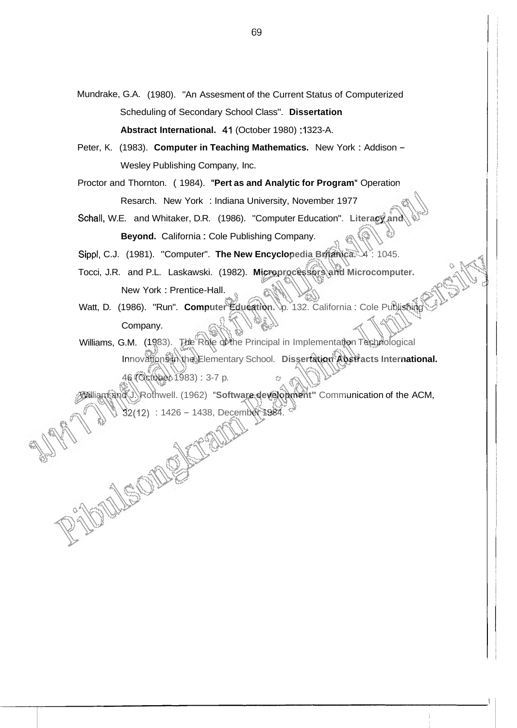Mundrake, G.A. (1980). "An Assesment of the Current Status of Computerized Scheduling of Secondary School Class". **Dissertation Abstract International.** 41 (October 1980) :1323-A.

Peter, K. (1983). **Computer in Teaching Mathematics.** New York : Addison – Wesley Publishing Company, Inc.

Proctor and Thornton. ( 1984). "**Pert as and Analytic for Program**" Operation Resarch. New York : Indiana University, November 1977

Schall, W.E. and Whitaker, D.R. (1986). "Computer Education". **Literacy and Beyond.** California : Cole Publishing Company.

Sippl, C.J. (1981). "Computer". **The New Encyclopedia Britanica.** 4 : 1045.

Tocci, J.R. and P.L. Laskawski. (1982). **Microprocessors and Microcomputer.** New York : Prentice-Hall.

Watt, D. (1986). "Run". **Computer Education.** p. 132. California : Cole Publishing Company.

Williams, G.M. (1983). The Role of the Principal in Implementation Technological Innovations in the Elementary School. **Dissertation Abstracts International.** 46 (October 1983) : 3-7 p.

William and J. Rothwell. (1962) "**Software development**" Communication of the ACM, 32(12) : 1426 – 1438, December 1984.